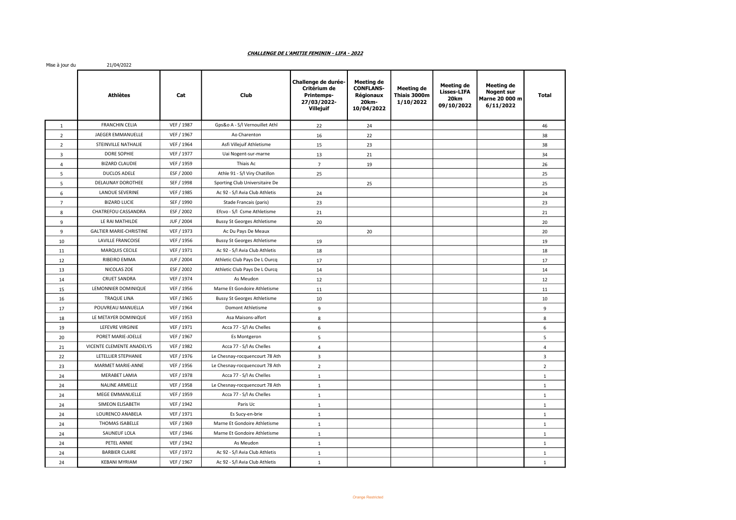***CHALLENGE DE L'AMITIE FEMININ - LIFA - 2022***

Mise à jour du 21/04/2022

| | Athlètes | Cat | Club | Challenge de durée-Critérium de Printemps-27/03/2022-Villejuif | Meeting de CONFLANS-Régionaux 20km-10/04/2022 | Meeting de Thiais 3000m 1/10/2022 | Meeting de Lisses-LIFA 20km 09/10/2022 | Meeting de Nogent sur Marne 20 000 m 6/11/2022 | Total |
|---|---|---|---|---|---|---|---|---|---|
| 1 | FRANCHIN CELIA | VEF / 1987 | Gps&o A - S/l Vernouillet Athl | 22 | 24 | | | | 46 |
| 2 | JAEGER EMMANUELLE | VEF / 1967 | Ao Charenton | 16 | 22 | | | | 38 |
| 2 | STEINVILLE NATHALIE | VEF / 1964 | Asfi Villejuif Athletisme | 15 | 23 | | | | 38 |
| 3 | DORE SOPHIE | VEF / 1977 | Uai Nogent-sur-marne | 13 | 21 | | | | 34 |
| 4 | BIZARD CLAUDIE | VEF / 1959 | Thiais Ac | 7 | 19 | | | | 26 |
| 5 | DUCLOS ADELE | ESF / 2000 | Athle 91 - S/l Viry Chatillon | 25 | | | | | 25 |
| 5 | DELAUNAY DOROTHEE | SEF / 1998 | Sporting Club Universitaire De | | 25 | | | | 25 |
| 6 | LANOUE SEVERINE | VEF / 1985 | Ac 92 - S/l Avia Club Athletis | 24 | | | | | 24 |
| 7 | BIZARD LUCIE | SEF / 1990 | Stade Francais (paris) | 23 | | | | | 23 |
| 8 | CHATREFOU CASSANDRA | ESF / 2002 | Efcvo - S/l Csme Athletisme | 21 | | | | | 21 |
| 9 | LE RAI MATHILDE | JUF / 2004 | Bussy St Georges Athletisme | 20 | | | | | 20 |
| 9 | GALTIER MARIE-CHRISTINE | VEF / 1973 | Ac Du Pays De Meaux | | 20 | | | | 20 |
| 10 | LAVILLE FRANCOISE | VEF / 1956 | Bussy St Georges Athletisme | 19 | | | | | 19 |
| 11 | MARQUIS CECILE | VEF / 1971 | Ac 92 - S/l Avia Club Athletis | 18 | | | | | 18 |
| 12 | RIBEIRO EMMA | JUF / 2004 | Athletic Club Pays De L Ourcq | 17 | | | | | 17 |
| 13 | NICOLAS ZOE | ESF / 2002 | Athletic Club Pays De L Ourcq | 14 | | | | | 14 |
| 14 | CRUET SANDRA | VEF / 1974 | As Meudon | 12 | | | | | 12 |
| 15 | LEMONNIER DOMINIQUE | VEF / 1956 | Marne Et Gondoire Athletisme | 11 | | | | | 11 |
| 16 | TRAQUE LINA | VEF / 1965 | Bussy St Georges Athletisme | 10 | | | | | 10 |
| 17 | POUVREAU MANUELLA | VEF / 1964 | Domont Athletisme | 9 | | | | | 9 |
| 18 | LE METAYER DOMINIQUE | VEF / 1953 | Asa Maisons-alfort | 8 | | | | | 8 |
| 19 | LEFEVRE VIRGINIE | VEF / 1971 | Acca 77 - S/l As Chelles | 6 | | | | | 6 |
| 20 | PORET MARIE-JOELLE | VEF / 1967 | Es Montgeron | 5 | | | | | 5 |
| 21 | VICENTE CLEMENTE ANADELYS | VEF / 1982 | Acca 77 - S/l As Chelles | 4 | | | | | 4 |
| 22 | LETELLIER STEPHANIE | VEF / 1976 | Le Chesnay-rocquencourt 78 Ath | 3 | | | | | 3 |
| 23 | MARMET MARIE-ANNE | VEF / 1956 | Le Chesnay-rocquencourt 78 Ath | 2 | | | | | 2 |
| 24 | MERABET LAMIA | VEF / 1978 | Acca 77 - S/l As Chelles | 1 | | | | | 1 |
| 24 | NALINE ARMELLE | VEF / 1958 | Le Chesnay-rocquencourt 78 Ath | 1 | | | | | 1 |
| 24 | MEGE EMMANUELLE | VEF / 1959 | Acca 77 - S/l As Chelles | 1 | | | | | 1 |
| 24 | SIMEON ELISABETH | VEF / 1942 | Paris Uc | 1 | | | | | 1 |
| 24 | LOURENCO ANABELA | VEF / 1971 | Es Sucy-en-brie | 1 | | | | | 1 |
| 24 | THOMAS ISABELLE | VEF / 1969 | Marne Et Gondoire Athletisme | 1 | | | | | 1 |
| 24 | SAUNEUF LOLA | VEF / 1946 | Marne Et Gondoire Athletisme | 1 | | | | | 1 |
| 24 | PETEL ANNIE | VEF / 1942 | As Meudon | 1 | | | | | 1 |
| 24 | BARBIER CLAIRE | VEF / 1972 | Ac 92 - S/l Avia Club Athletis | 1 | | | | | 1 |
| 24 | KEBANI MYRIAM | VEF / 1967 | Ac 92 - S/l Avia Club Athletis | 1 | | | | | 1 |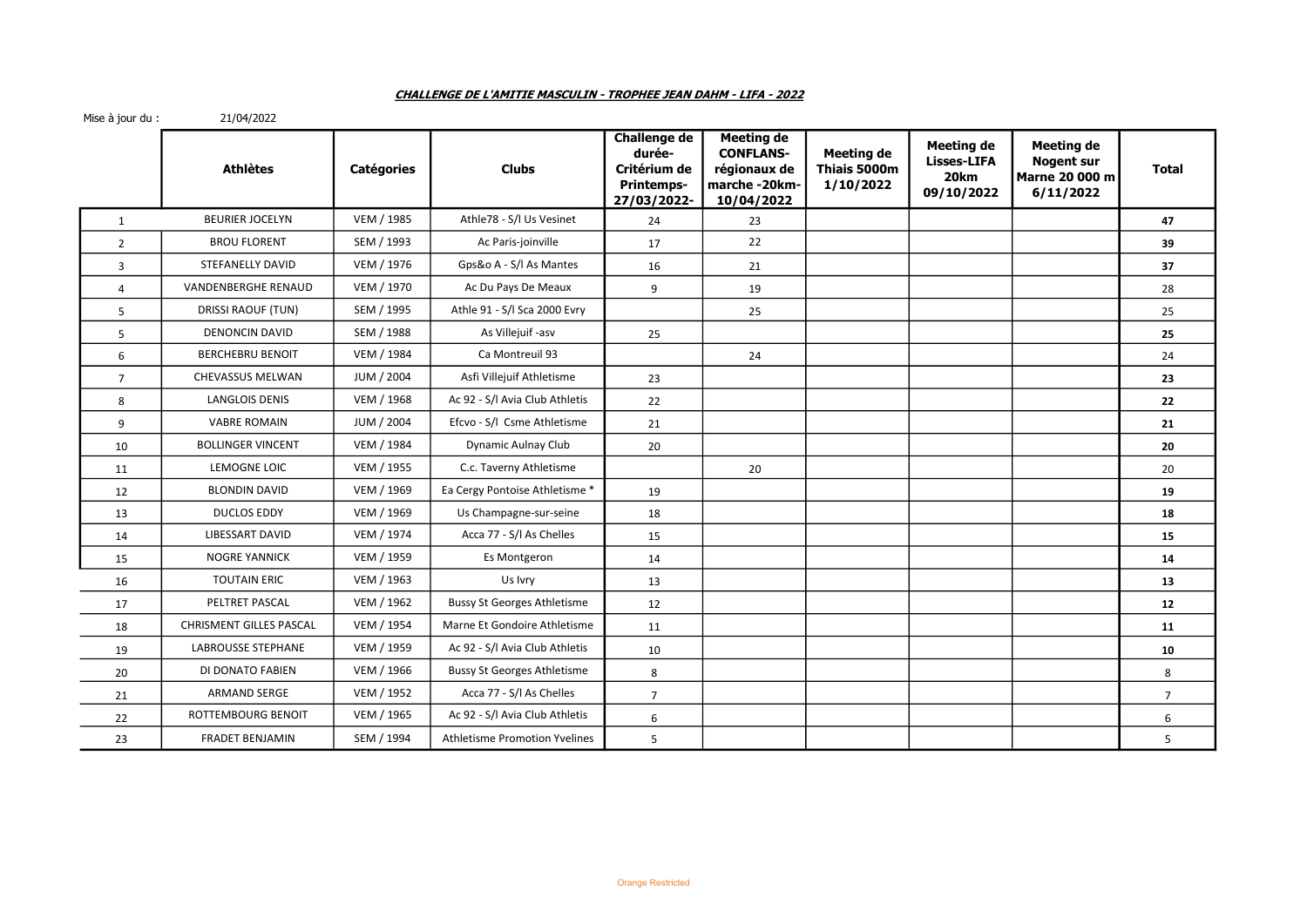***CHALLENGE DE L'AMITIE MASCULIN - TROPHEE JEAN DAHM - LIFA - 2022***

Mise à jour du : 21/04/2022

| | Athlètes | Catégories | Clubs | Challenge de durée-Critérium de Printemps-27/03/2022- | Meeting de CONFLANS-régionaux de marche -20km-10/04/2022 | Meeting de Thiais 5000m 1/10/2022 | Meeting de Lisses-LIFA 20km 09/10/2022 | Meeting de Nogent sur Marne 20 000 m 6/11/2022 | Total |
|---|---|---|---|---|---|---|---|---|---|
| 1 | BEURIER JOCELYN | VEM / 1985 | Athle78 - S/l Us Vesinet | 24 | 23 | | | | **47** |
| 2 | BROU FLORENT | SEM / 1993 | Ac Paris-joinville | 17 | 22 | | | | **39** |
| 3 | STEFANELLY DAVID | VEM / 1976 | Gps&o A - S/l As Mantes | 16 | 21 | | | | **37** |
| 4 | VANDENBERGHE RENAUD | VEM / 1970 | Ac Du Pays De Meaux | 9 | 19 | | | | 28 |
| 5 | DRISSI RAOUF (TUN) | SEM / 1995 | Athle 91 - S/l Sca 2000 Evry | | 25 | | | | 25 |
| 5 | DENONCIN DAVID | SEM / 1988 | As Villejuif -asv | 25 | | | | | **25** |
| 6 | BERCHEBRU BENOIT | VEM / 1984 | Ca Montreuil 93 | | 24 | | | | 24 |
| 7 | CHEVASSUS MELWAN | JUM / 2004 | Asfi Villejuif Athletisme | 23 | | | | | **23** |
| 8 | LANGLOIS DENIS | VEM / 1968 | Ac 92 - S/l Avia Club Athletis | 22 | | | | | **22** |
| 9 | VABRE ROMAIN | JUM / 2004 | Efcvo - S/l Csme Athletisme | 21 | | | | | **21** |
| 10 | BOLLINGER VINCENT | VEM / 1984 | Dynamic Aulnay Club | 20 | | | | | **20** |
| 11 | LEMOGNE LOIC | VEM / 1955 | C.c. Taverny Athletisme | | 20 | | | | 20 |
| 12 | BLONDIN DAVID | VEM / 1969 | Ea Cergy Pontoise Athletisme * | 19 | | | | | **19** |
| 13 | DUCLOS EDDY | VEM / 1969 | Us Champagne-sur-seine | 18 | | | | | **18** |
| 14 | LIBESSART DAVID | VEM / 1974 | Acca 77 - S/l As Chelles | 15 | | | | | **15** |
| 15 | NOGRE YANNICK | VEM / 1959 | Es Montgeron | 14 | | | | | **14** |
| 16 | TOUTAIN ERIC | VEM / 1963 | Us Ivry | 13 | | | | | **13** |
| 17 | PELTRET PASCAL | VEM / 1962 | Bussy St Georges Athletisme | 12 | | | | | **12** |
| 18 | CHRISMENT GILLES PASCAL | VEM / 1954 | Marne Et Gondoire Athletisme | 11 | | | | | **11** |
| 19 | LABROUSSE STEPHANE | VEM / 1959 | Ac 92 - S/l Avia Club Athletis | 10 | | | | | **10** |
| 20 | DI DONATO FABIEN | VEM / 1966 | Bussy St Georges Athletisme | 8 | | | | | 8 |
| 21 | ARMAND SERGE | VEM / 1952 | Acca 77 - S/l As Chelles | 7 | | | | | 7 |
| 22 | ROTTEMBOURG BENOIT | VEM / 1965 | Ac 92 - S/l Avia Club Athletis | 6 | | | | | 6 |
| 23 | FRADET BENJAMIN | SEM / 1994 | Athletisme Promotion Yvelines | 5 | | | | | 5 |

Orange Restricted